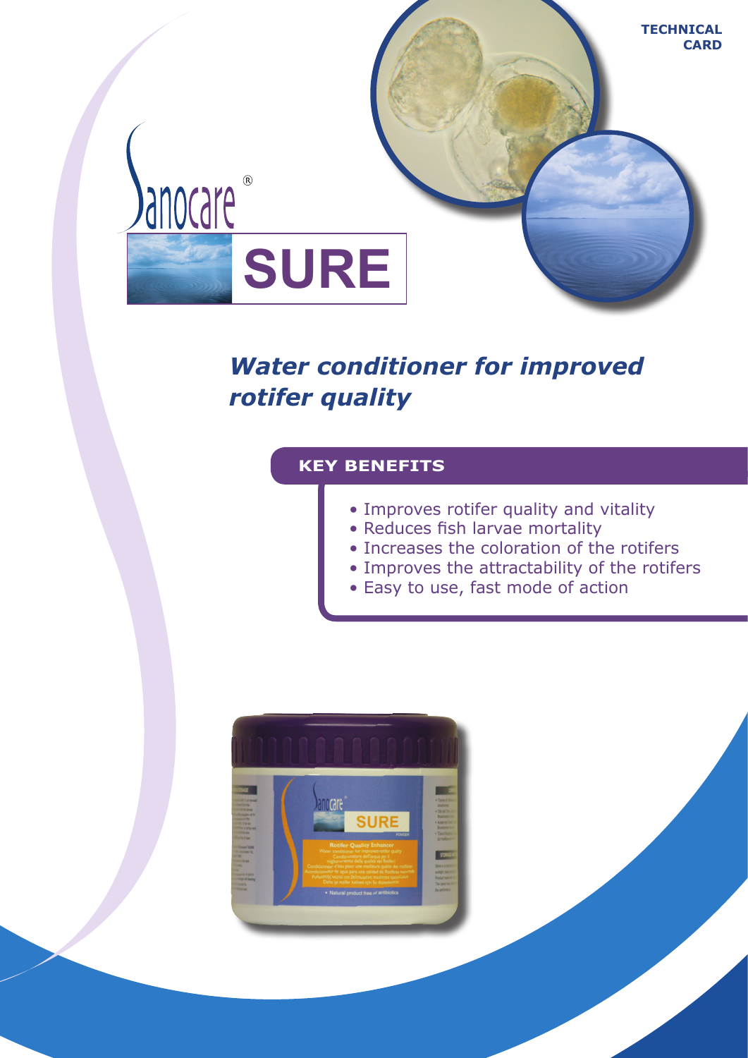TECHNICAL CARD

# Sanocare® SURE

## *Water conditioner for improved rotifer quality*

### KEY BENEFITS

- Improves rotifer quality and vitality
- Reduces fish larvae mortality
- Increases the coloration of the rotifers
- Improves the attractability of the rotifers
- Easy to use, fast mode of action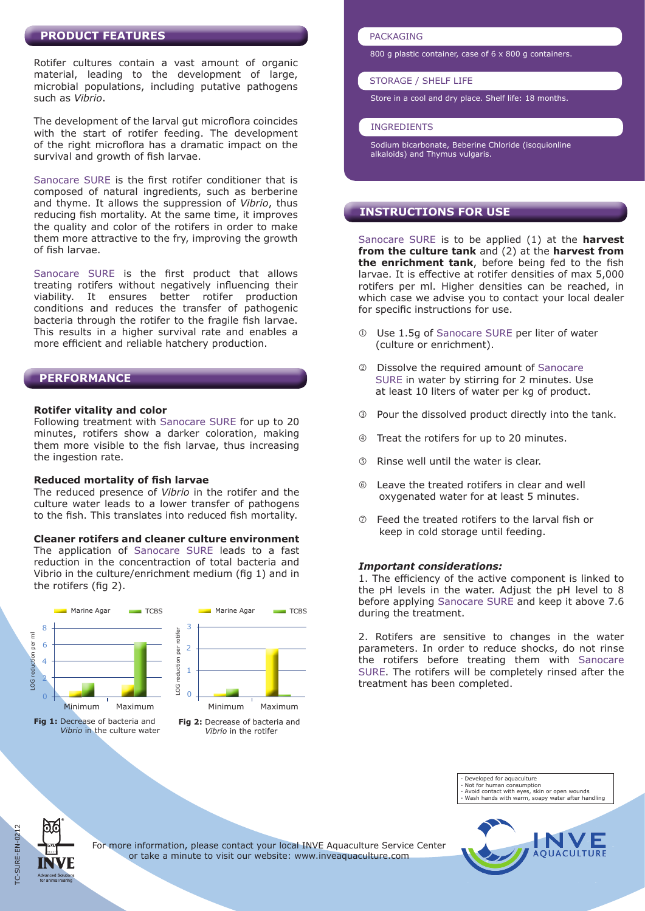## PRODUCT FEATURES

Rotifer cultures contain a vast amount of organic material, leading to the development of large, microbial populations, including putative pathogens such as *Vibrio*.

The development of the larval gut microflora coincides with the start of rotifer feeding. The development of the right microflora has a dramatic impact on the survival and growth of fish larvae.

Sanocare SURE is the first rotifer conditioner that is composed of natural ingredients, such as berberine and thyme. It allows the suppression of *Vibrio*, thus reducing fish mortality. At the same time, it improves the quality and color of the rotifers in order to make them more attractive to the fry, improving the growth of fish larvae.

Sanocare SURE is the first product that allows treating rotifers without negatively influencing their viability. It ensures better rotifer production conditions and reduces the transfer of pathogenic bacteria through the rotifer to the fragile fish larvae. This results in a higher survival rate and enables a more efficient and reliable hatchery production.

## PERFORMANCE

**Rotifer vitality and color**
Following treatment with Sanocare SURE for up to 20 minutes, rotifers show a darker coloration, making them more visible to the fish larvae, thus increasing the ingestion rate.

**Reduced mortality of fish larvae**
The reduced presence of *Vibrio* in the rotifer and the culture water leads to a lower transfer of pathogens to the fish. This translates into reduced fish mortality.

**Cleaner rotifers and cleaner culture environment**
The application of Sanocare SURE leads to a fast reduction in the concentration of total bacteria and Vibrio in the culture/enrichment medium (fig 1) and in the rotifers (fig 2).

Marine Agar
TCBS
LOG reduction per ml
0
2
4
6
8
Minimum
Maximum

**Fig 1:** Decrease of bacteria and *Vibrio* in the culture water

Marine Agar
TCBS
LOG reduction per rotifer
0
1
2
3
Minimum
Maximum

**Fig 2:** Decrease of bacteria and *Vibrio* in the rotifer

## PACKAGING

800 g plastic container, case of 6 x 800 g containers.

## STORAGE / SHELF LIFE

Store in a cool and dry place. Shelf life: 18 months.

## INGREDIENTS

Sodium bicarbonate, Beberine Chloride (isoquionline alkaloids) and Thymus vulgaris.

## INSTRUCTIONS FOR USE

Sanocare SURE is to be applied (1) at the **harvest from the culture tank** and (2) at the **harvest from the enrichment tank**, before being fed to the fish larvae. It is effective at rotifer densities of max 5,000 rotifers per ml. Higher densities can be reached, in which case we advise you to contact your local dealer for specific instructions for use.

1. Use 1.5g of Sanocare SURE per liter of water (culture or enrichment).
2. Dissolve the required amount of Sanocare SURE in water by stirring for 2 minutes. Use at least 10 liters of water per kg of product.
3. Pour the dissolved product directly into the tank.
4. Treat the rotifers for up to 20 minutes.
5. Rinse well until the water is clear.
6. Leave the treated rotifers in clear and well oxygenated water for at least 5 minutes.
7. Feed the treated rotifers to the larval fish or keep in cold storage until feeding.

***Important considerations:***

1. The efficiency of the active component is linked to the pH levels in the water. Adjust the pH level to 8 before applying Sanocare SURE and keep it above 7.6 during the treatment.

2. Rotifers are sensitive to changes in the water parameters. In order to reduce shocks, do not rinse the rotifers before treating them with Sanocare SURE. The rotifers will be completely rinsed after the treatment has been completed.

- Developed for aquaculture
- Not for human consumption
- Avoid contact with eyes, skin or open wounds
- Wash hands with warm, soapy water after handling

For more information, please contact your local INVE Aquaculture Service Center or take a minute to visit our website: www.inveaquaculture.com

INVE Advanced Solutions for animal rearing

INVE AQUACULTURE

TC-SURE-EN-0212